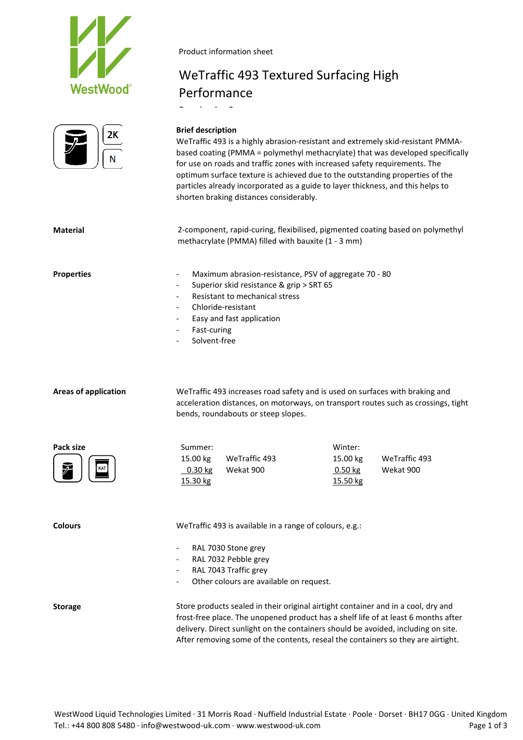Product information sheet

# WeTraffic 493 Textured Surfacing High Performance

**Brief description**

WeTraffic 493 is a highly abrasion-resistant and extremely skid-resistant PMMA-based coating (PMMA = polymethyl methacrylate) that was developed specifically for use on roads and traffic zones with increased safety requirements. The optimum surface texture is achieved due to the outstanding properties of the particles already incorporated as a guide to layer thickness, and this helps to shorten braking distances considerably.

**Material**

2-component, rapid-curing, flexibilised, pigmented coating based on polymethyl methacrylate (PMMA) filled with bauxite (1 - 3 mm)

**Properties**

- Maximum abrasion-resistance, PSV of aggregate 70 - 80
- Superior skid resistance & grip > SRT 65
- Resistant to mechanical stress
- Chloride-resistant
- Easy and fast application
- Fast-curing
- Solvent-free

**Areas of application**

WeTraffic 493 increases road safety and is used on surfaces with braking and acceleration distances, on motorways, on transport routes such as crossings, tight bends, roundabouts or steep slopes.

**Pack size**

| Summer: | | Winter: | |
|---|---|---|---|
| 15.00 kg | WeTraffic 493 | 15.00 kg | WeTraffic 493 |
| 0.30 kg | Wekat 900 | 0.50 kg | Wekat 900 |
| 15.30 kg | | 15.50 kg | |

**Colours**

WeTraffic 493 is available in a range of colours, e.g.:

- RAL 7030 Stone grey
- RAL 7032 Pebble grey
- RAL 7043 Traffic grey
- Other colours are available on request.

**Storage**

Store products sealed in their original airtight container and in a cool, dry and frost-free place. The unopened product has a shelf life of at least 6 months after delivery. Direct sunlight on the containers should be avoided, including on site. After removing some of the contents, reseal the containers so they are airtight.

WestWood Liquid Technologies Limited · 31 Morris Road · Nuffield Industrial Estate · Poole · Dorset · BH17 0GG · United Kingdom
Tel.: +44 800 808 5480 · info@westwood-uk.com · www.westwood-uk.com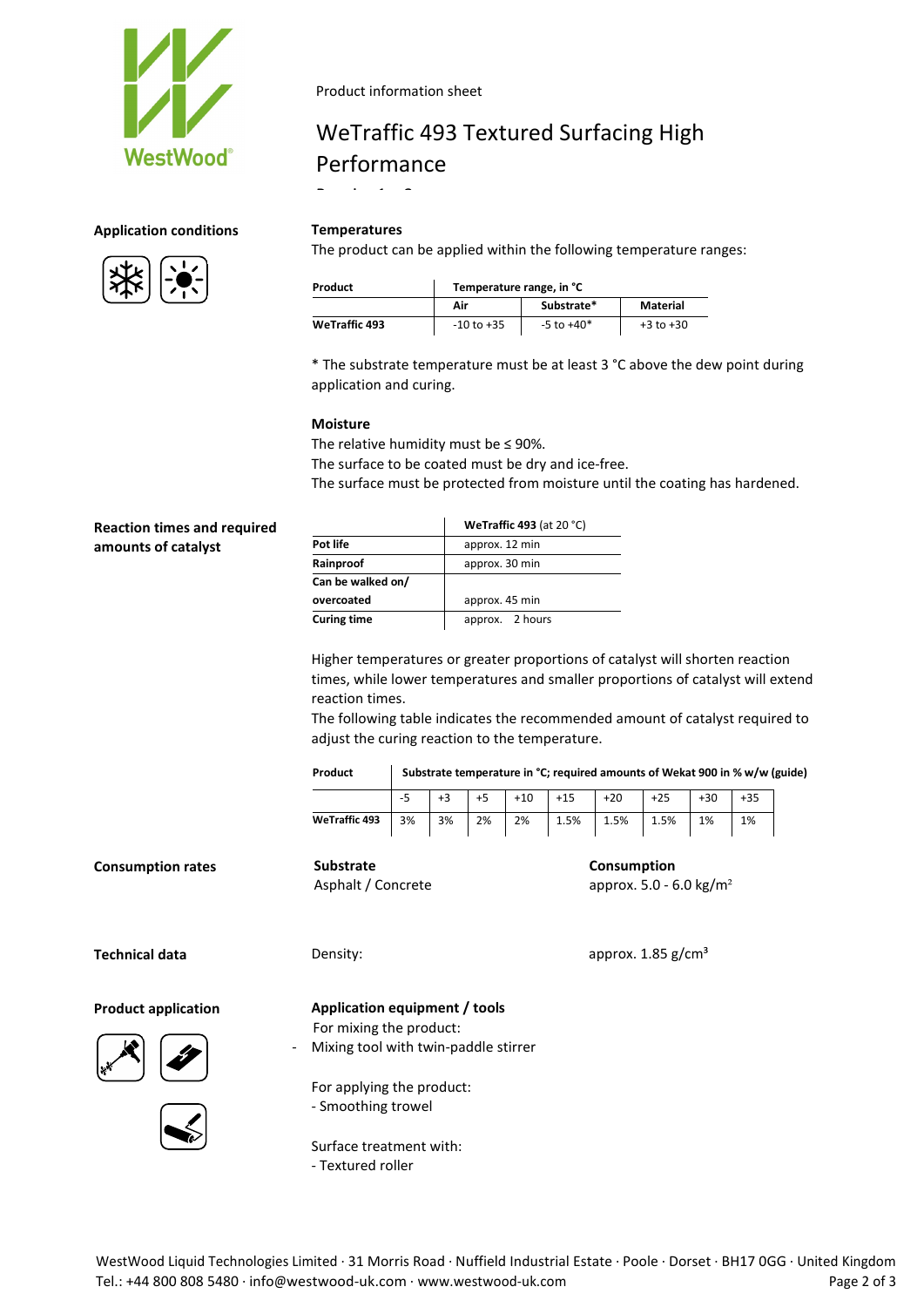Product information sheet

# WeTraffic 493 Textured Surfacing High Performance

## Application conditions

### Temperatures

The product can be applied within the following temperature ranges:

| Product | Temperature range, in °C | | |
|---|---|---|---|
| | Air | Substrate* | Material |
| WeTraffic 493 | -10 to +35 | -5 to +40* | +3 to +30 |

* The substrate temperature must be at least 3 °C above the dew point during application and curing.

### Moisture

The relative humidity must be ≤ 90%.
The surface to be coated must be dry and ice-free.
The surface must be protected from moisture until the coating has hardened.

## Reaction times and required amounts of catalyst

| | **WeTraffic 493** (at 20 °C) |
|---|---|
| **Pot life** | approx. 12 min |
| **Rainproof** | approx. 30 min |
| **Can be walked on/ overcoated** | approx. 45 min |
| **Curing time** | approx. 2 hours |

Higher temperatures or greater proportions of catalyst will shorten reaction times, while lower temperatures and smaller proportions of catalyst will extend reaction times.
The following table indicates the recommended amount of catalyst required to adjust the curing reaction to the temperature.

| Product | Substrate temperature in °C; required amounts of Wekat 900 in % w/w (guide) | | | | | | | | |
|---|---|---|---|---|---|---|---|---|---|
| | -5 | +3 | +5 | +10 | +15 | +20 | +25 | +30 | +35 |
| WeTraffic 493 | 3% | 3% | 2% | 2% | 1.5% | 1.5% | 1.5% | 1% | 1% |

## Consumption rates

| Substrate | Consumption |
|---|---|
| Asphalt / Concrete | approx. 5.0 - 6.0 kg/m² |

## Technical data

Density: approx. 1.85 g/cm³

## Product application

### Application equipment / tools

For mixing the product:
- Mixing tool with twin-paddle stirrer

For applying the product:
- Smoothing trowel

Surface treatment with:
- Textured roller

WestWood Liquid Technologies Limited · 31 Morris Road · Nuffield Industrial Estate · Poole · Dorset · BH17 0GG · United Kingdom
Tel.: +44 800 808 5480 · info@westwood-uk.com · www.westwood-uk.com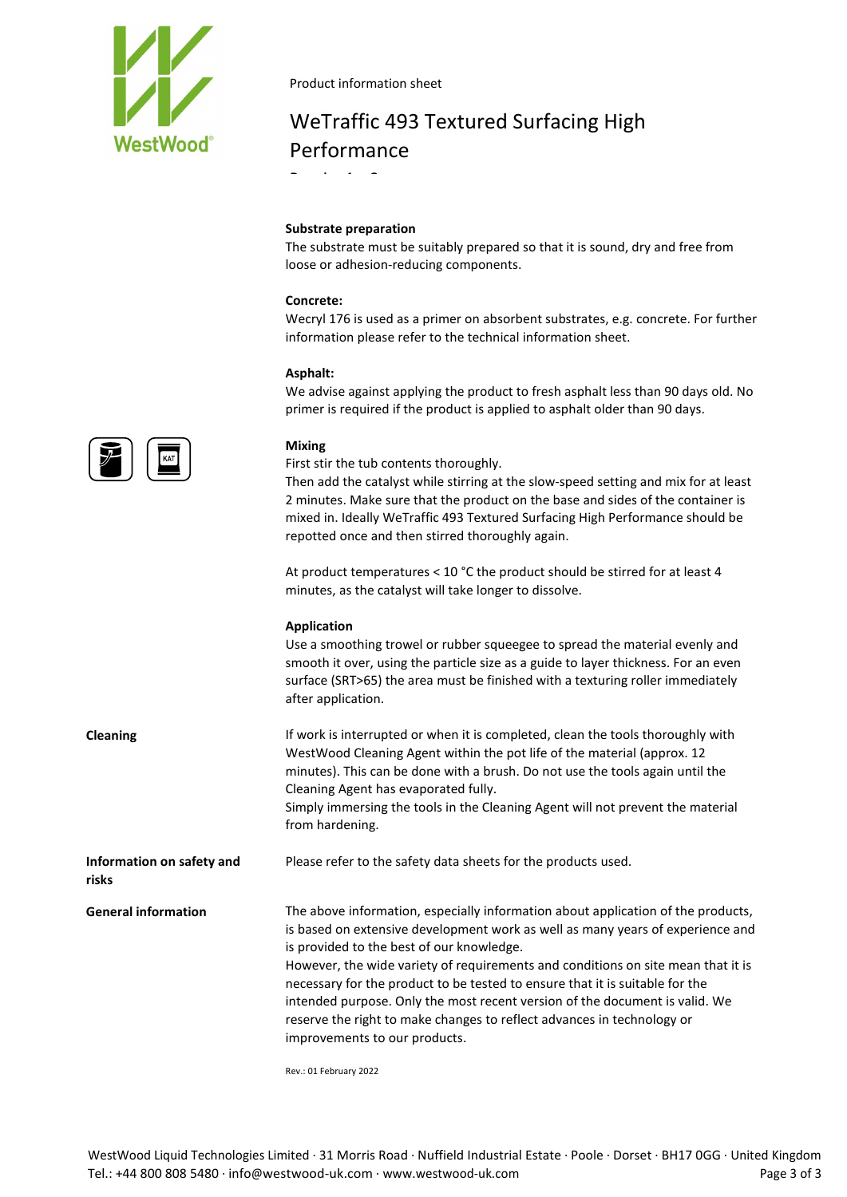Product information sheet

# WeTraffic 493 Textured Surfacing High Performance

**Substrate preparation**
The substrate must be suitably prepared so that it is sound, dry and free from loose or adhesion-reducing components.

**Concrete:**
Wecryl 176 is used as a primer on absorbent substrates, e.g. concrete. For further information please refer to the technical information sheet.

**Asphalt:**
We advise against applying the product to fresh asphalt less than 90 days old. No primer is required if the product is applied to asphalt older than 90 days.

**Mixing**
First stir the tub contents thoroughly.
Then add the catalyst while stirring at the slow-speed setting and mix for at least 2 minutes. Make sure that the product on the base and sides of the container is mixed in. Ideally WeTraffic 493 Textured Surfacing High Performance should be repotted once and then stirred thoroughly again.

At product temperatures < 10 °C the product should be stirred for at least 4 minutes, as the catalyst will take longer to dissolve.

**Application**
Use a smoothing trowel or rubber squeegee to spread the material evenly and smooth it over, using the particle size as a guide to layer thickness. For an even surface (SRT>65) the area must be finished with a texturing roller immediately after application.

**Cleaning**

If work is interrupted or when it is completed, clean the tools thoroughly with WestWood Cleaning Agent within the pot life of the material (approx. 12 minutes). This can be done with a brush. Do not use the tools again until the Cleaning Agent has evaporated fully.
Simply immersing the tools in the Cleaning Agent will not prevent the material from hardening.

**Information on safety and risks**

Please refer to the safety data sheets for the products used.

**General information**

The above information, especially information about application of the products, is based on extensive development work as well as many years of experience and is provided to the best of our knowledge.
However, the wide variety of requirements and conditions on site mean that it is necessary for the product to be tested to ensure that it is suitable for the intended purpose. Only the most recent version of the document is valid. We reserve the right to make changes to reflect advances in technology or improvements to our products.

Rev.: 01 February 2022

WestWood Liquid Technologies Limited · 31 Morris Road · Nuffield Industrial Estate · Poole · Dorset · BH17 0GG · United Kingdom
Tel.: +44 800 808 5480 · info@westwood-uk.com · www.westwood-uk.com